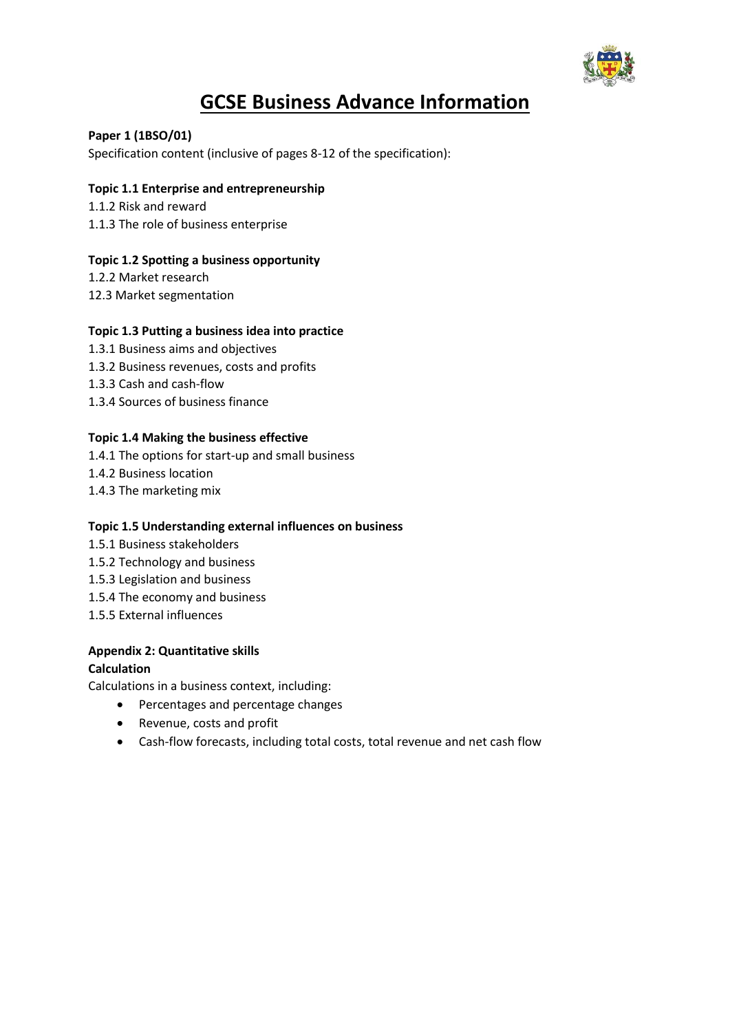# GCSE Business Advance Information

**Paper 1 (1BSO/01)**

Specification content (inclusive of pages 8-12 of the specification):

**Topic 1.1 Enterprise and entrepreneurship**

1.1.2 Risk and reward
1.1.3 The role of business enterprise

**Topic 1.2 Spotting a business opportunity**

1.2.2 Market research
12.3 Market segmentation

**Topic 1.3 Putting a business idea into practice**

1.3.1 Business aims and objectives
1.3.2 Business revenues, costs and profits
1.3.3 Cash and cash-flow
1.3.4 Sources of business finance

**Topic 1.4 Making the business effective**

1.4.1 The options for start-up and small business
1.4.2 Business location
1.4.3 The marketing mix

**Topic 1.5 Understanding external influences on business**

1.5.1 Business stakeholders
1.5.2 Technology and business
1.5.3 Legislation and business
1.5.4 The economy and business
1.5.5 External influences

**Appendix 2: Quantitative skills**

**Calculation**

Calculations in a business context, including:

- Percentages and percentage changes
- Revenue, costs and profit
- Cash-flow forecasts, including total costs, total revenue and net cash flow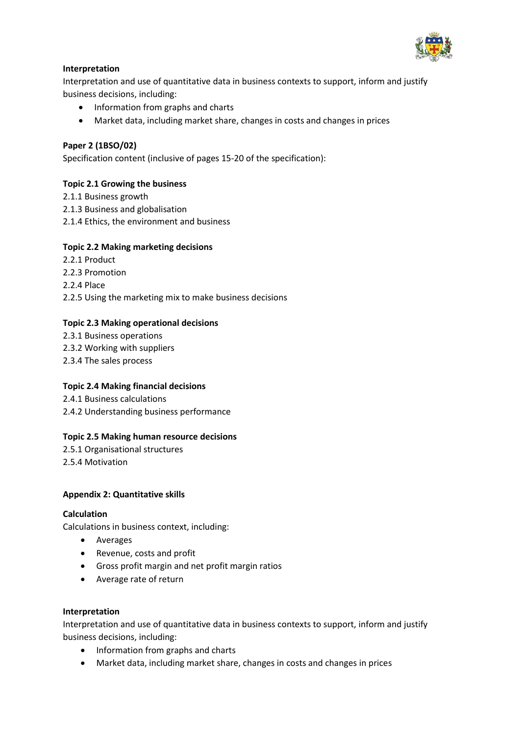**Interpretation**

Interpretation and use of quantitative data in business contexts to support, inform and justify business decisions, including:

- Information from graphs and charts
- Market data, including market share, changes in costs and changes in prices

**Paper 2 (1BSO/02)**

Specification content (inclusive of pages 15-20 of the specification):

**Topic 2.1 Growing the business**

2.1.1 Business growth
2.1.3 Business and globalisation
2.1.4 Ethics, the environment and business

**Topic 2.2 Making marketing decisions**

2.2.1 Product
2.2.3 Promotion
2.2.4 Place
2.2.5 Using the marketing mix to make business decisions

**Topic 2.3 Making operational decisions**

2.3.1 Business operations
2.3.2 Working with suppliers
2.3.4 The sales process

**Topic 2.4 Making financial decisions**

2.4.1 Business calculations
2.4.2 Understanding business performance

**Topic 2.5 Making human resource decisions**

2.5.1 Organisational structures
2.5.4 Motivation

**Appendix 2: Quantitative skills**

**Calculation**

Calculations in business context, including:

- Averages
- Revenue, costs and profit
- Gross profit margin and net profit margin ratios
- Average rate of return

**Interpretation**

Interpretation and use of quantitative data in business contexts to support, inform and justify business decisions, including:

- Information from graphs and charts
- Market data, including market share, changes in costs and changes in prices